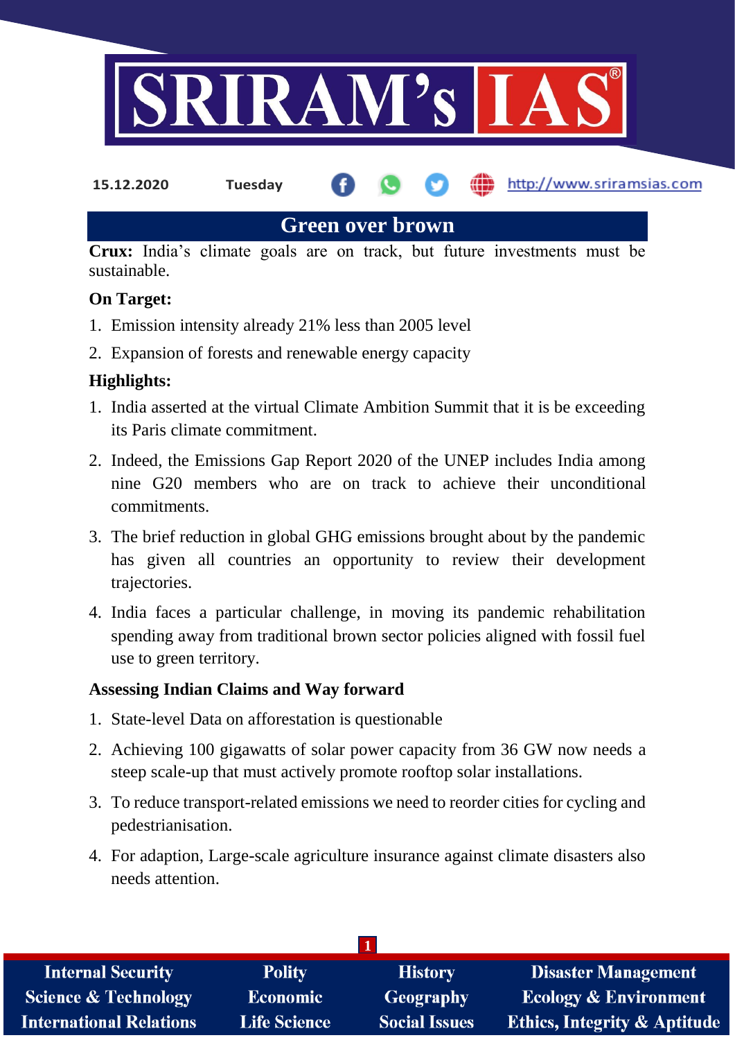15.12.2020 Tuesday http://www.sriramsias.com

# Green over brown

**Crux:** India's climate goals are on track, but future investments must be sustainable.

**On Target:**

1. Emission intensity already 21% less than 2005 level
2. Expansion of forests and renewable energy capacity

**Highlights:**

1. India asserted at the virtual Climate Ambition Summit that it is be exceeding its Paris climate commitment.
2. Indeed, the Emissions Gap Report 2020 of the UNEP includes India among nine G20 members who are on track to achieve their unconditional commitments.
3. The brief reduction in global GHG emissions brought about by the pandemic has given all countries an opportunity to review their development trajectories.
4. India faces a particular challenge, in moving its pandemic rehabilitation spending away from traditional brown sector policies aligned with fossil fuel use to green territory.

**Assessing Indian Claims and Way forward**

1. State-level Data on afforestation is questionable
2. Achieving 100 gigawatts of solar power capacity from 36 GW now needs a steep scale-up that must actively promote rooftop solar installations.
3. To reduce transport-related emissions we need to reorder cities for cycling and pedestrianisation.
4. For adaption, Large-scale agriculture insurance against climate disasters also needs attention.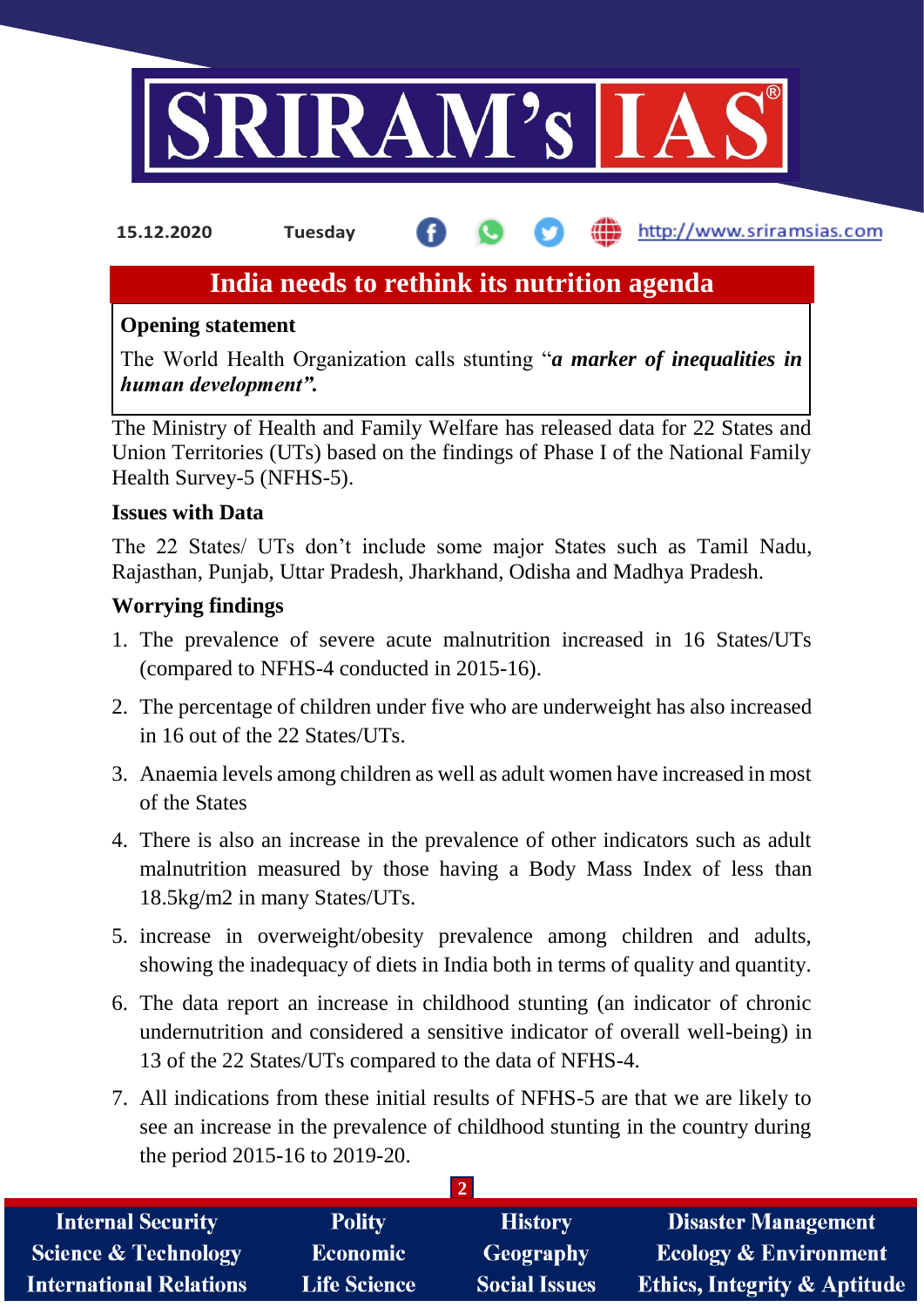# India needs to rethink its nutrition agenda

**Opening statement**

The World Health Organization calls stunting "***a marker of inequalities in human development"***.

The Ministry of Health and Family Welfare has released data for 22 States and Union Territories (UTs) based on the findings of Phase I of the National Family Health Survey-5 (NFHS-5).

**Issues with Data**

The 22 States/ UTs don't include some major States such as Tamil Nadu, Rajasthan, Punjab, Uttar Pradesh, Jharkhand, Odisha and Madhya Pradesh.

**Worrying findings**

1. The prevalence of severe acute malnutrition increased in 16 States/UTs (compared to NFHS-4 conducted in 2015-16).
2. The percentage of children under five who are underweight has also increased in 16 out of the 22 States/UTs.
3. Anaemia levels among children as well as adult women have increased in most of the States
4. There is also an increase in the prevalence of other indicators such as adult malnutrition measured by those having a Body Mass Index of less than 18.5kg/m2 in many States/UTs.
5. increase in overweight/obesity prevalence among children and adults, showing the inadequacy of diets in India both in terms of quality and quantity.
6. The data report an increase in childhood stunting (an indicator of chronic undernutrition and considered a sensitive indicator of overall well-being) in 13 of the 22 States/UTs compared to the data of NFHS-4.
7. All indications from these initial results of NFHS-5 are that we are likely to see an increase in the prevalence of childhood stunting in the country during the period 2015-16 to 2019-20.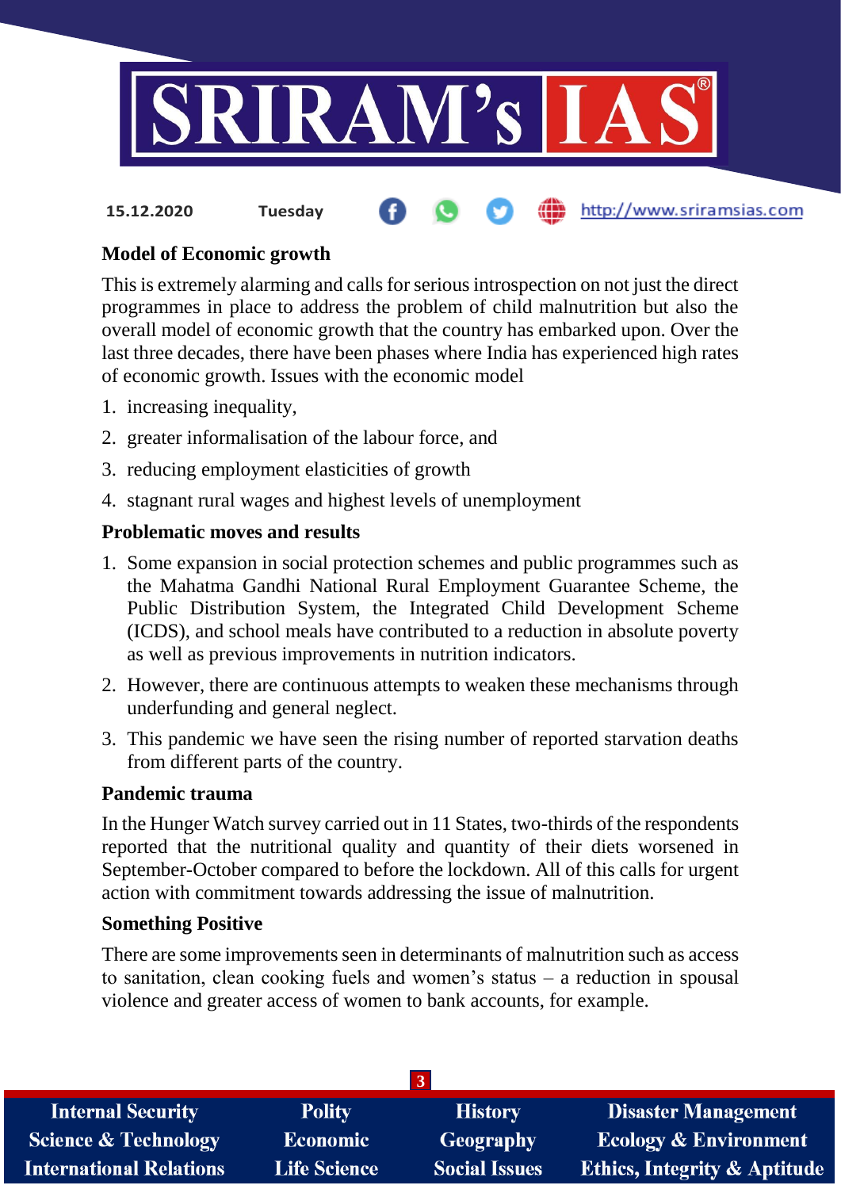### Model of Economic growth

This is extremely alarming and calls for serious introspection on not just the direct programmes in place to address the problem of child malnutrition but also the overall model of economic growth that the country has embarked upon. Over the last three decades, there have been phases where India has experienced high rates of economic growth. Issues with the economic model

1. increasing inequality,
2. greater informalisation of the labour force, and
3. reducing employment elasticities of growth
4. stagnant rural wages and highest levels of unemployment

### Problematic moves and results

1. Some expansion in social protection schemes and public programmes such as the Mahatma Gandhi National Rural Employment Guarantee Scheme, the Public Distribution System, the Integrated Child Development Scheme (ICDS), and school meals have contributed to a reduction in absolute poverty as well as previous improvements in nutrition indicators.
2. However, there are continuous attempts to weaken these mechanisms through underfunding and general neglect.
3. This pandemic we have seen the rising number of reported starvation deaths from different parts of the country.

### Pandemic trauma

In the Hunger Watch survey carried out in 11 States, two-thirds of the respondents reported that the nutritional quality and quantity of their diets worsened in September-October compared to before the lockdown. All of this calls for urgent action with commitment towards addressing the issue of malnutrition.

### Something Positive

There are some improvements seen in determinants of malnutrition such as access to sanitation, clean cooking fuels and women's status – a reduction in spousal violence and greater access of women to bank accounts, for example.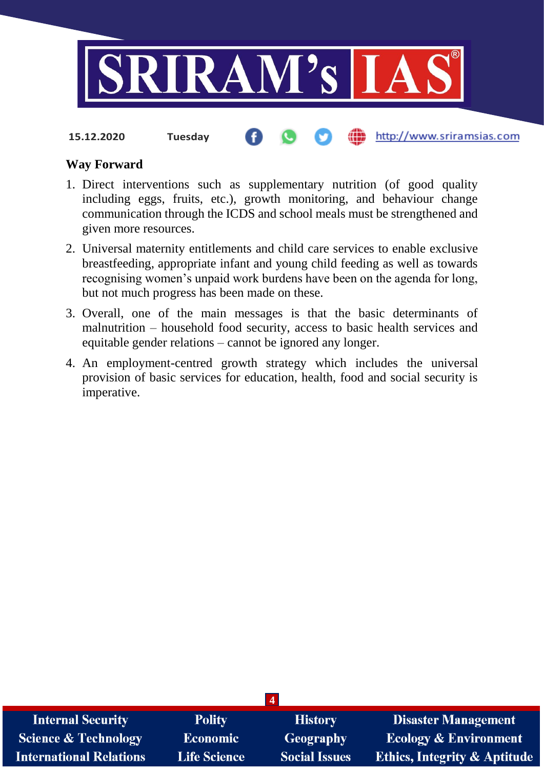**Way Forward**

1. Direct interventions such as supplementary nutrition (of good quality including eggs, fruits, etc.), growth monitoring, and behaviour change communication through the ICDS and school meals must be strengthened and given more resources.
2. Universal maternity entitlements and child care services to enable exclusive breastfeeding, appropriate infant and young child feeding as well as towards recognising women's unpaid work burdens have been on the agenda for long, but not much progress has been made on these.
3. Overall, one of the main messages is that the basic determinants of malnutrition – household food security, access to basic health services and equitable gender relations – cannot be ignored any longer.
4. An employment-centred growth strategy which includes the universal provision of basic services for education, health, food and social security is imperative.